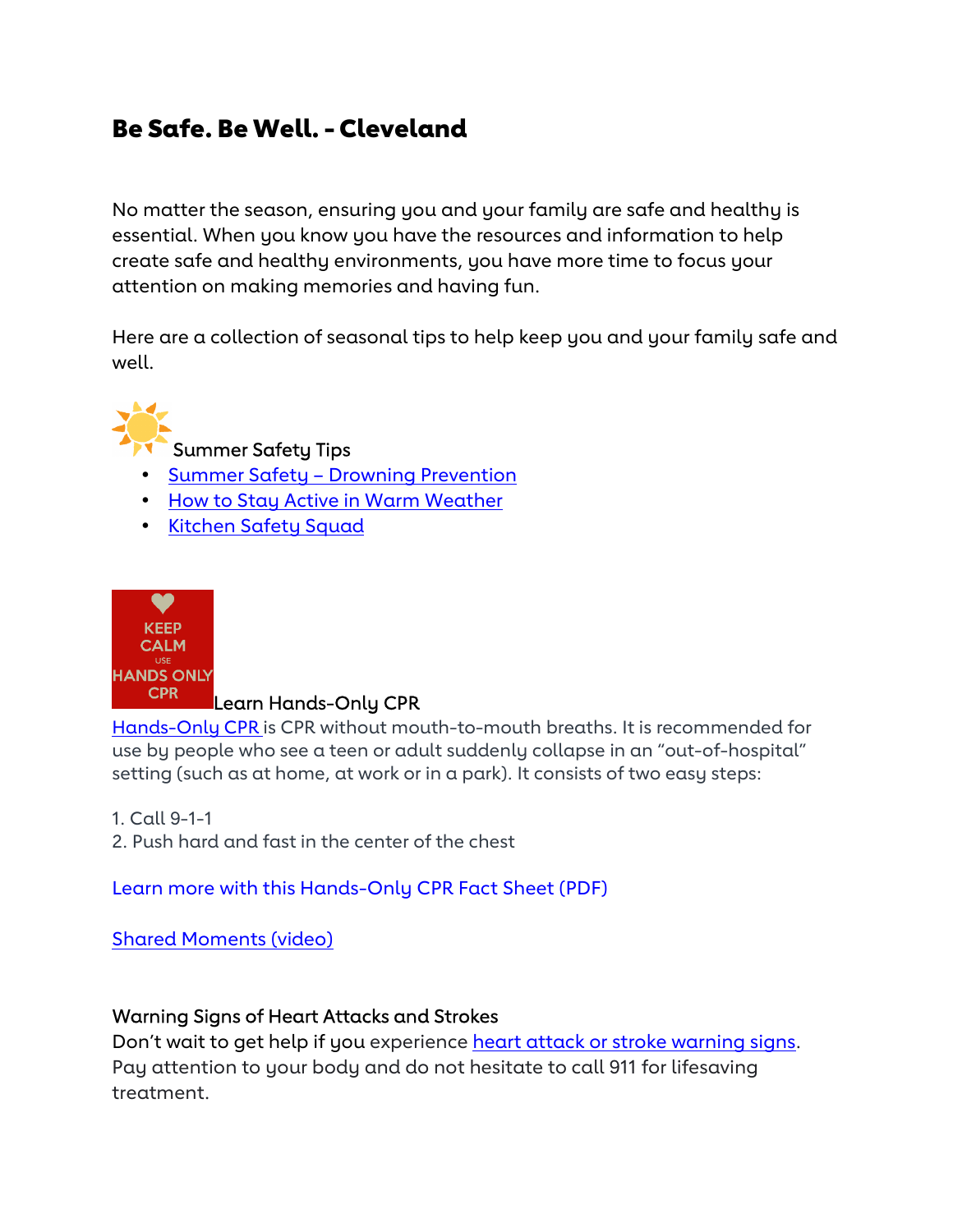# Be Safe. Be Well. - Cleveland

No matter the season, ensuring you and your family are safe and healthy is essential. When you know you have the resources and information to help create safe and healthy environments, you have more time to focus your attention on making memories and having fun.

Here are a collection of seasonal tips to help keep you and your family safe and well.

Summer Safety Tips

- Summer Safety – Drowning Prevention
- How to Stay Active in Warm Weather
- Kitchen Safety Squad

KEEP CALM USE HANDS ONLY CPR

Learn Hands-Only CPR

Hands-Only CPR is CPR without mouth-to-mouth breaths. It is recommended for use by people who see a teen or adult suddenly collapse in an "out-of-hospital" setting (such as at home, at work or in a park). It consists of two easy steps:

1. Call 9-1-1
2. Push hard and fast in the center of the chest

Learn more with this Hands-Only CPR Fact Sheet (PDF)

Shared Moments (video)

Warning Signs of Heart Attacks and Strokes

Don't wait to get help if you experience heart attack or stroke warning signs. Pay attention to your body and do not hesitate to call 911 for lifesaving treatment.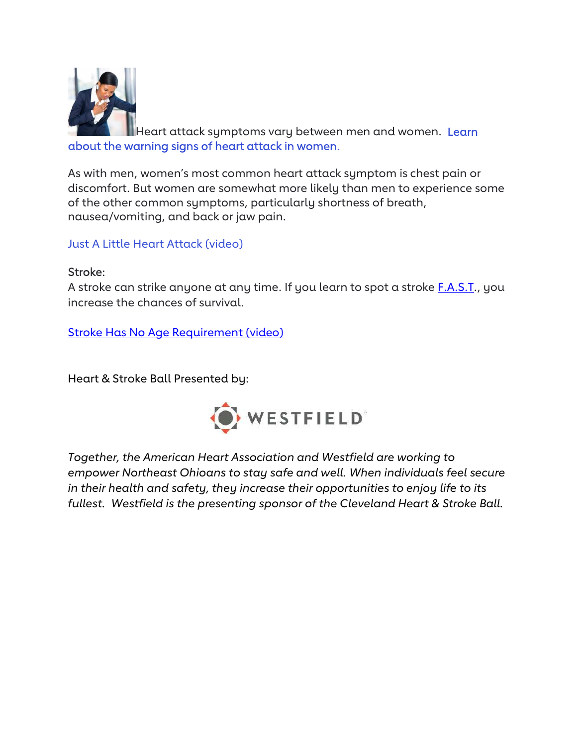Heart attack symptoms vary between men and women. Learn about the warning signs of heart attack in women.

As with men, women's most common heart attack symptom is chest pain or discomfort. But women are somewhat more likely than men to experience some of the other common symptoms, particularly shortness of breath, nausea/vomiting, and back or jaw pain.

Just A Little Heart Attack (video)

Stroke:
A stroke can strike anyone at any time. If you learn to spot a stroke F.A.S.T., you increase the chances of survival.

Stroke Has No Age Requirement (video)

Heart & Stroke Ball Presented by:

WESTFIELD

*Together, the American Heart Association and Westfield are working to empower Northeast Ohioans to stay safe and well. When individuals feel secure in their health and safety, they increase their opportunities to enjoy life to its fullest. Westfield is the presenting sponsor of the Cleveland Heart & Stroke Ball.*